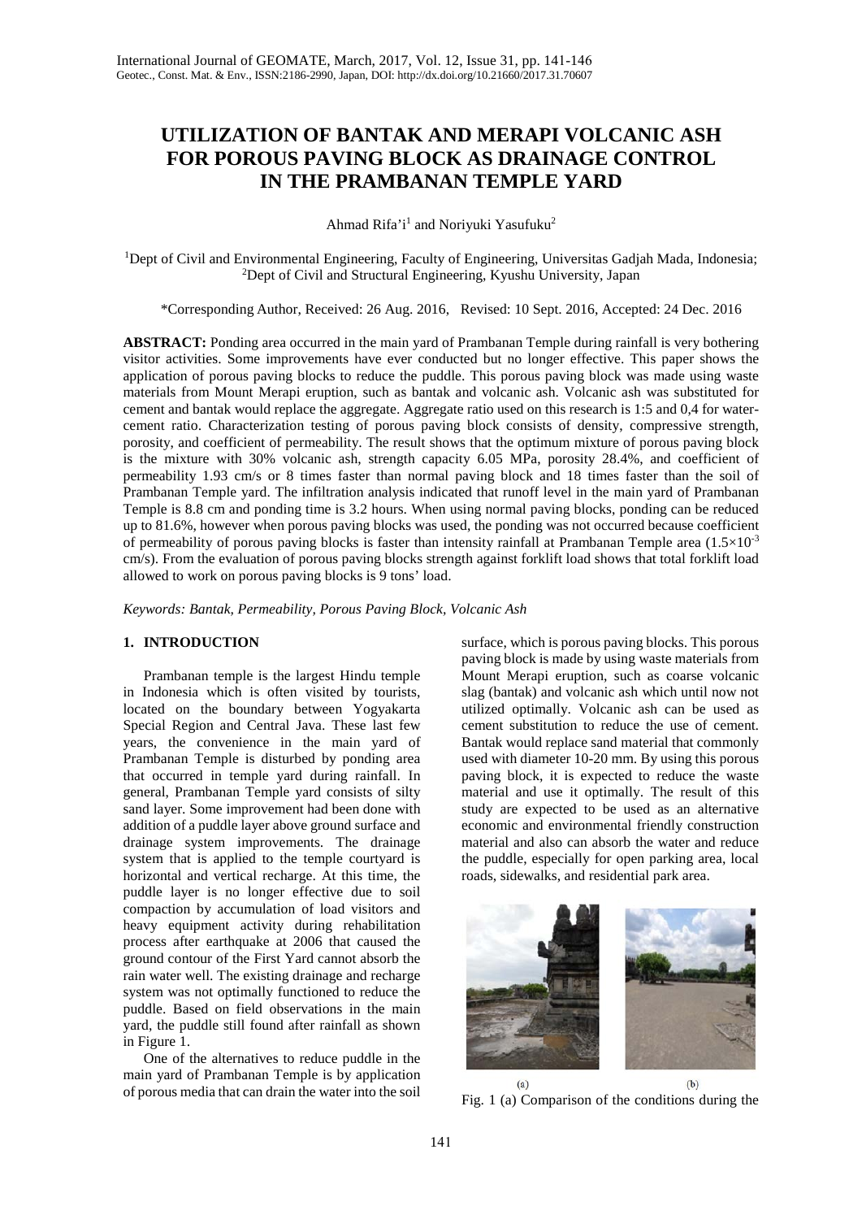# UTILIZATION OF BANTAK AND MERAPI VOLCANIC ASH FOR POROUS PAVING BLOCK AS DRAINAGE CONTROL IN THE PRAMBANAN TEMPLE YARD

Ahmad Rifa'i[1] and Noriyuki Yasufuku[2]

[1]Dept of Civil and Environmental Engineering, Faculty of Engineering, Universitas Gadjah Mada, Indonesia; [2]Dept of Civil and Structural Engineering, Kyushu University, Japan

*Corresponding Author, Received: 26 Aug. 2016, Revised: 10 Sept. 2016, Accepted: 24 Dec. 2016

**ABSTRACT:** Ponding area occurred in the main yard of Prambanan Temple during rainfall is very bothering visitor activities. Some improvements have ever conducted but no longer effective. This paper shows the application of porous paving blocks to reduce the puddle. This porous paving block was made using waste materials from Mount Merapi eruption, such as bantak and volcanic ash. Volcanic ash was substituted for cement and bantak would replace the aggregate. Aggregate ratio used on this research is 1:5 and 0,4 for water-cement ratio. Characterization testing of porous paving block consists of density, compressive strength, porosity, and coefficient of permeability. The result shows that the optimum mixture of porous paving block is the mixture with 30% volcanic ash, strength capacity 6.05 MPa, porosity 28.4%, and coefficient of permeability 1.93 cm/s or 8 times faster than normal paving block and 18 times faster than the soil of Prambanan Temple yard. The infiltration analysis indicated that runoff level in the main yard of Prambanan Temple is 8.8 cm and ponding time is 3.2 hours. When using normal paving blocks, ponding can be reduced up to 81.6%, however when porous paving blocks was used, the ponding was not occurred because coefficient of permeability of porous paving blocks is faster than intensity rainfall at Prambanan Temple area ($1.5\times10^{-3}$ cm/s). From the evaluation of porous paving blocks strength against forklift load shows that total forklift load allowed to work on porous paving blocks is 9 tons' load.

*Keywords: Bantak, Permeability, Porous Paving Block, Volcanic Ash*

## 1. INTRODUCTION

Prambanan temple is the largest Hindu temple in Indonesia which is often visited by tourists, located on the boundary between Yogyakarta Special Region and Central Java. These last few years, the convenience in the main yard of Prambanan Temple is disturbed by ponding area that occurred in temple yard during rainfall. In general, Prambanan Temple yard consists of silty sand layer. Some improvement had been done with addition of a puddle layer above ground surface and drainage system improvements. The drainage system that is applied to the temple courtyard is horizontal and vertical recharge. At this time, the puddle layer is no longer effective due to soil compaction by accumulation of load visitors and heavy equipment activity during rehabilitation process after earthquake at 2006 that caused the ground contour of the First Yard cannot absorb the rain water well. The existing drainage and recharge system was not optimally functioned to reduce the puddle. Based on field observations in the main yard, the puddle still found after rainfall as shown in Figure 1.

One of the alternatives to reduce puddle in the main yard of Prambanan Temple is by application of porous media that can drain the water into the soil surface, which is porous paving blocks. This porous paving block is made by using waste materials from Mount Merapi eruption, such as coarse volcanic slag (bantak) and volcanic ash which until now not utilized optimally. Volcanic ash can be used as cement substitution to reduce the use of cement. Bantak would replace sand material that commonly used with diameter 10-20 mm. By using this porous paving block, it is expected to reduce the waste material and use it optimally. The result of this study are expected to be used as an alternative economic and environmental friendly construction material and also can absorb the water and reduce the puddle, especially for open parking area, local roads, sidewalks, and residential park area.

(a) (b)

Fig. 1 (a) Comparison of the conditions during the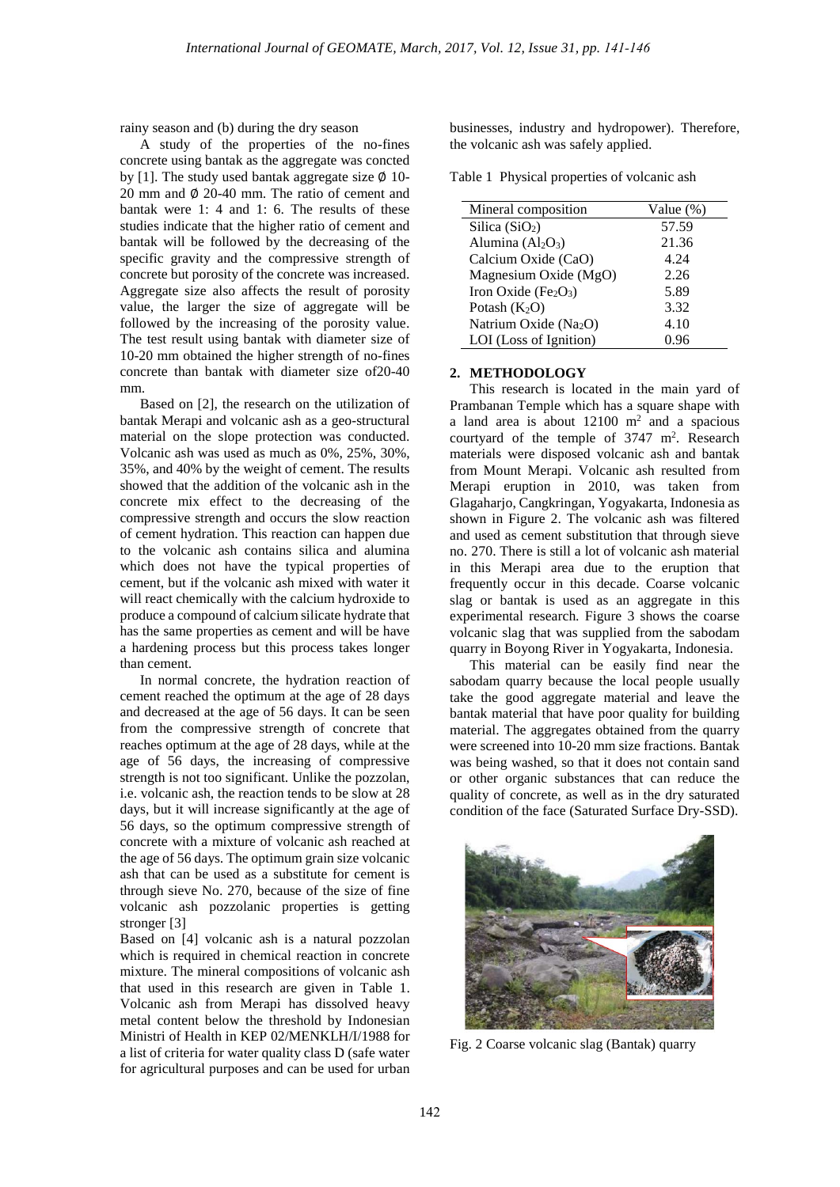rainy season and (b) during the dry season

A study of the properties of the no-fines concrete using bantak as the aggregate was concted by [1]. The study used bantak aggregate size ∅ 10-20 mm and ∅ 20-40 mm. The ratio of cement and bantak were 1: 4 and 1: 6. The results of these studies indicate that the higher ratio of cement and bantak will be followed by the decreasing of the specific gravity and the compressive strength of concrete but porosity of the concrete was increased. Aggregate size also affects the result of porosity value, the larger the size of aggregate will be followed by the increasing of the porosity value. The test result using bantak with diameter size of 10-20 mm obtained the higher strength of no-fines concrete than bantak with diameter size of20-40 mm.

Based on [2], the research on the utilization of bantak Merapi and volcanic ash as a geo-structural material on the slope protection was conducted. Volcanic ash was used as much as 0%, 25%, 30%, 35%, and 40% by the weight of cement. The results showed that the addition of the volcanic ash in the concrete mix effect to the decreasing of the compressive strength and occurs the slow reaction of cement hydration. This reaction can happen due to the volcanic ash contains silica and alumina which does not have the typical properties of cement, but if the volcanic ash mixed with water it will react chemically with the calcium hydroxide to produce a compound of calcium silicate hydrate that has the same properties as cement and will be have a hardening process but this process takes longer than cement.

In normal concrete, the hydration reaction of cement reached the optimum at the age of 28 days and decreased at the age of 56 days. It can be seen from the compressive strength of concrete that reaches optimum at the age of 28 days, while at the age of 56 days, the increasing of compressive strength is not too significant. Unlike the pozzolan, i.e. volcanic ash, the reaction tends to be slow at 28 days, but it will increase significantly at the age of 56 days, so the optimum compressive strength of concrete with a mixture of volcanic ash reached at the age of 56 days. The optimum grain size volcanic ash that can be used as a substitute for cement is through sieve No. 270, because of the size of fine volcanic ash pozzolanic properties is getting stronger [3]

Based on [4] volcanic ash is a natural pozzolan which is required in chemical reaction in concrete mixture. The mineral compositions of volcanic ash that used in this research are given in Table 1. Volcanic ash from Merapi has dissolved heavy metal content below the threshold by Indonesian Ministri of Health in KEP 02/MENKLH/I/1988 for a list of criteria for water quality class D (safe water for agricultural purposes and can be used for urban businesses, industry and hydropower). Therefore, the volcanic ash was safely applied.

Table 1 Physical properties of volcanic ash

| Mineral composition | Value (%) |
|---|---|
| Silica ($SiO_2$) | 57.59 |
| Alumina ($Al_2O_3$) | 21.36 |
| Calcium Oxide (CaO) | 4.24 |
| Magnesium Oxide (MgO) | 2.26 |
| Iron Oxide ($Fe_2O_3$) | 5.89 |
| Potash ($K_2O$) | 3.32 |
| Natrium Oxide ($Na_2O$) | 4.10 |
| LOI (Loss of Ignition) | 0.96 |

## 2. METHODOLOGY

This research is located in the main yard of Prambanan Temple which has a square shape with a land area is about 12100 $m^2$ and a spacious courtyard of the temple of 3747 $m^2$. Research materials were disposed volcanic ash and bantak from Mount Merapi. Volcanic ash resulted from Merapi eruption in 2010, was taken from Glagaharjo, Cangkringan, Yogyakarta, Indonesia as shown in Figure 2. The volcanic ash was filtered and used as cement substitution that through sieve no. 270. There is still a lot of volcanic ash material in this Merapi area due to the eruption that frequently occur in this decade. Coarse volcanic slag or bantak is used as an aggregate in this experimental research. Figure 3 shows the coarse volcanic slag that was supplied from the sabodam quarry in Boyong River in Yogyakarta, Indonesia.

This material can be easily find near the sabodam quarry because the local people usually take the good aggregate material and leave the bantak material that have poor quality for building material. The aggregates obtained from the quarry were screened into 10-20 mm size fractions. Bantak was being washed, so that it does not contain sand or other organic substances that can reduce the quality of concrete, as well as in the dry saturated condition of the face (Saturated Surface Dry-SSD).

Fig. 2 Coarse volcanic slag (Bantak) quarry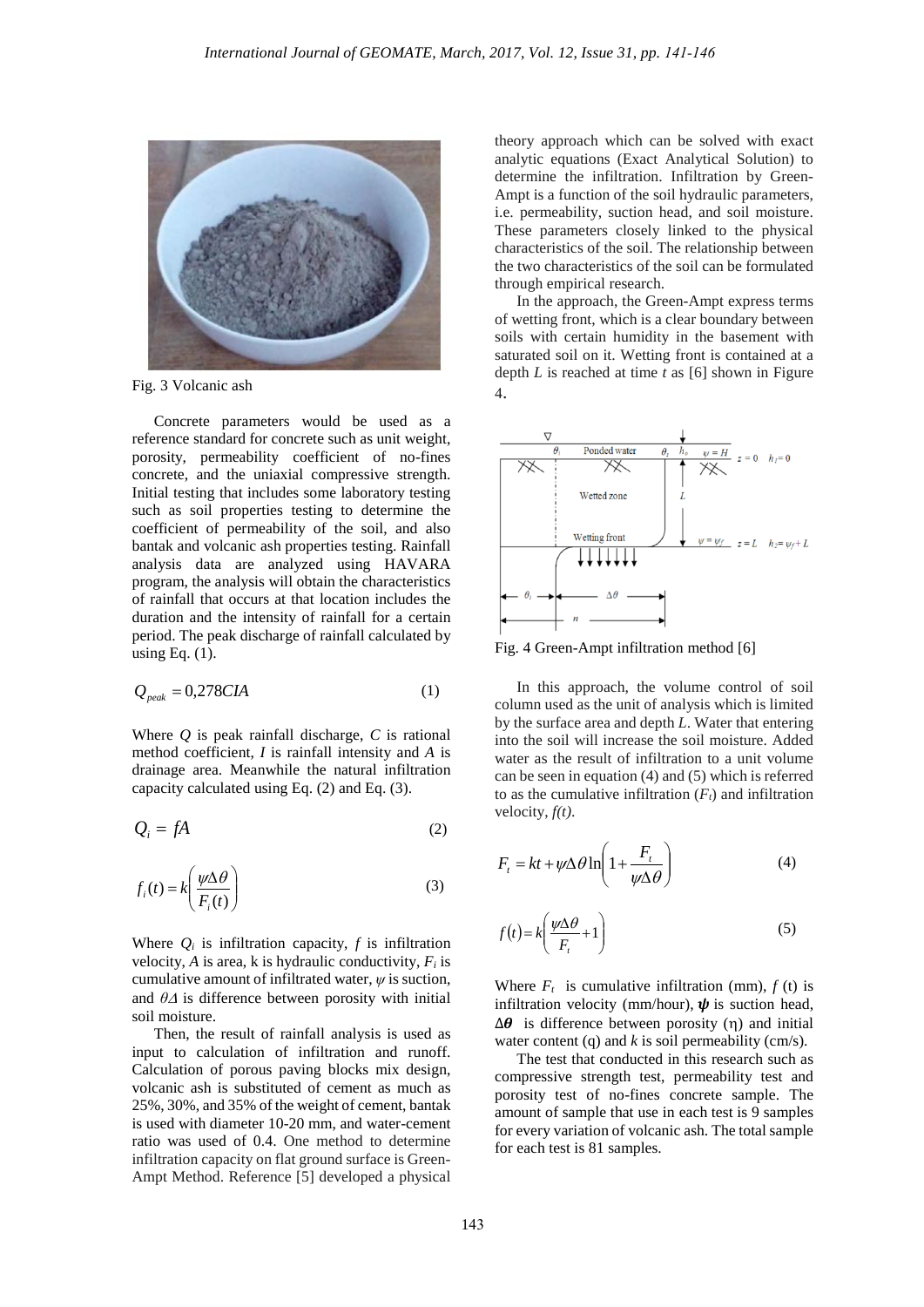Fig. 3 Volcanic ash

Concrete parameters would be used as a reference standard for concrete such as unit weight, porosity, permeability coefficient of no-fines concrete, and the uniaxial compressive strength. Initial testing that includes some laboratory testing such as soil properties testing to determine the coefficient of permeability of the soil, and also bantak and volcanic ash properties testing. Rainfall analysis data are analyzed using HAVARA program, the analysis will obtain the characteristics of rainfall that occurs at that location includes the duration and the intensity of rainfall for a certain period. The peak discharge of rainfall calculated by using Eq. (1).

$$Q_{peak} = 0{,}278CIA \tag{1}$$

Where *Q* is peak rainfall discharge, *C* is rational method coefficient, *I* is rainfall intensity and *A* is drainage area. Meanwhile the natural infiltration capacity calculated using Eq. (2) and Eq. (3).

$$Q_i = fA \tag{2}$$

$$f_i(t) = k\left(\frac{\psi\Delta\theta}{F_i(t)}\right) \tag{3}$$

Where $Q_i$ is infiltration capacity, *f* is infiltration velocity, *A* is area, k is hydraulic conductivity, $F_i$ is cumulative amount of infiltrated water, $\psi$ is suction, and $\theta\Delta$ is difference between porosity with initial soil moisture.

Then, the result of rainfall analysis is used as input to calculation of infiltration and runoff. Calculation of porous paving blocks mix design, volcanic ash is substituted of cement as much as 25%, 30%, and 35% of the weight of cement, bantak is used with diameter 10-20 mm, and water-cement ratio was used of 0.4. One method to determine infiltration capacity on flat ground surface is Green-Ampt Method. Reference [5] developed a physical theory approach which can be solved with exact analytic equations (Exact Analytical Solution) to determine the infiltration. Infiltration by Green-Ampt is a function of the soil hydraulic parameters, i.e. permeability, suction head, and soil moisture. These parameters closely linked to the physical characteristics of the soil. The relationship between the two characteristics of the soil can be formulated through empirical research.

In the approach, the Green-Ampt express terms of wetting front, which is a clear boundary between soils with certain humidity in the basement with saturated soil on it. Wetting front is contained at a depth *L* is reached at time *t* as [6] shown in Figure 4.

Ponded water
Wetted zone
Wetting front
$\theta_i$
$\theta_s$
$h_o$
$\psi = H$
$z = 0$ $h_1 = 0$
$L$
$\psi = \psi_f$ $z = L$ $h_2 = \psi_f + L$
$\theta_i$
$\Delta\theta$
$n$

Fig. 4 Green-Ampt infiltration method [6]

In this approach, the volume control of soil column used as the unit of analysis which is limited by the surface area and depth *L*. Water that entering into the soil will increase the soil moisture. Added water as the result of infiltration to a unit volume can be seen in equation (4) and (5) which is referred to as the cumulative infiltration ($F_t$) and infiltration velocity, *f(t)*.

$$F_t = kt + \psi\Delta\theta\ln\left(1 + \frac{F_t}{\psi\Delta\theta}\right) \tag{4}$$

$$f(t) = k\left(\frac{\psi\Delta\theta}{F_t} + 1\right) \tag{5}$$

Where $F_t$ is cumulative infiltration (mm), *f* (t) is infiltration velocity (mm/hour), $\boldsymbol{\psi}$ is suction head, $\boldsymbol{\Delta\theta}$ is difference between porosity (η) and initial water content (q) and *k* is soil permeability (cm/s).

The test that conducted in this research such as compressive strength test, permeability test and porosity test of no-fines concrete sample. The amount of sample that use in each test is 9 samples for every variation of volcanic ash. The total sample for each test is 81 samples.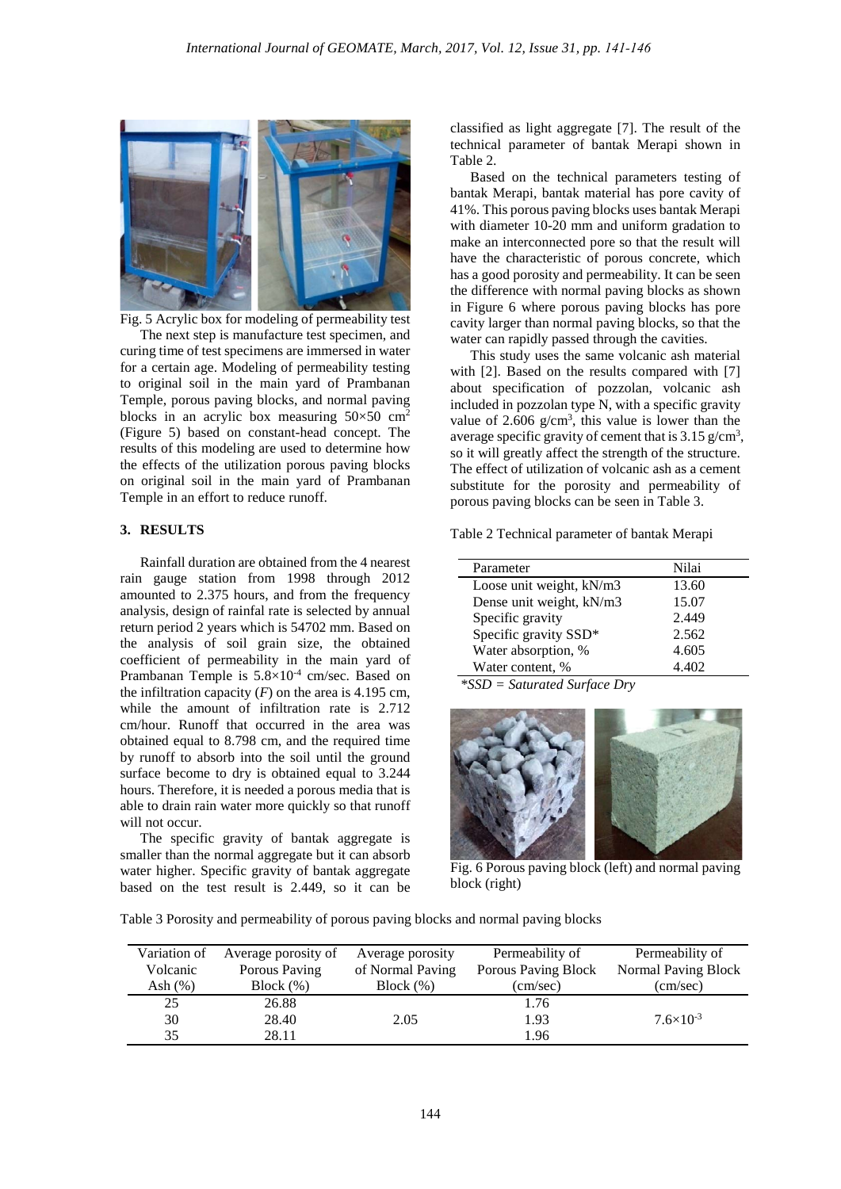Fig. 5 Acrylic box for modeling of permeability test

The next step is manufacture test specimen, and curing time of test specimens are immersed in water for a certain age. Modeling of permeability testing to original soil in the main yard of Prambanan Temple, porous paving blocks, and normal paving blocks in an acrylic box measuring 50×50 cm$^2$ (Figure 5) based on constant-head concept. The results of this modeling are used to determine how the effects of the utilization porous paving blocks on original soil in the main yard of Prambanan Temple in an effort to reduce runoff.

## 3. RESULTS

Rainfall duration are obtained from the 4 nearest rain gauge station from 1998 through 2012 amounted to 2.375 hours, and from the frequency analysis, design of rainfal rate is selected by annual return period 2 years which is 54702 mm. Based on the analysis of soil grain size, the obtained coefficient of permeability in the main yard of Prambanan Temple is $5.8\times10^{-4}$ cm/sec. Based on the infiltration capacity ($F$) on the area is 4.195 cm, while the amount of infiltration rate is 2.712 cm/hour. Runoff that occurred in the area was obtained equal to 8.798 cm, and the required time by runoff to absorb into the soil until the ground surface become to dry is obtained equal to 3.244 hours. Therefore, it is needed a porous media that is able to drain rain water more quickly so that runoff will not occur.

The specific gravity of bantak aggregate is smaller than the normal aggregate but it can absorb water higher. Specific gravity of bantak aggregate based on the test result is 2.449, so it can be classified as light aggregate [7]. The result of the technical parameter of bantak Merapi shown in Table 2.

Based on the technical parameters testing of bantak Merapi, bantak material has pore cavity of 41%. This porous paving blocks uses bantak Merapi with diameter 10-20 mm and uniform gradation to make an interconnected pore so that the result will have the characteristic of porous concrete, which has a good porosity and permeability. It can be seen the difference with normal paving blocks as shown in Figure 6 where porous paving blocks has pore cavity larger than normal paving blocks, so that the water can rapidly passed through the cavities.

This study uses the same volcanic ash material with [2]. Based on the results compared with [7] about specification of pozzolan, volcanic ash included in pozzolan type N, with a specific gravity value of 2.606 g/cm$^3$, this value is lower than the average specific gravity of cement that is 3.15 g/cm$^3$, so it will greatly affect the strength of the structure. The effect of utilization of volcanic ash as a cement substitute for the porosity and permeability of porous paving blocks can be seen in Table 3.

Table 2 Technical parameter of bantak Merapi

| Parameter | Nilai |
|---|---|
| Loose unit weight, kN/m3 | 13.60 |
| Dense unit weight, kN/m3 | 15.07 |
| Specific gravity | 2.449 |
| Specific gravity SSD* | 2.562 |
| Water absorption, % | 4.605 |
| Water content, % | 4.402 |

*\*SSD = Saturated Surface Dry*

Fig. 6 Porous paving block (left) and normal paving block (right)

Table 3 Porosity and permeability of porous paving blocks and normal paving blocks

| Variation of Volcanic Ash (%) | Average porosity of Porous Paving Block (%) | Average porosity of Normal Paving Block (%) | Permeability of Porous Paving Block (cm/sec) | Permeability of Normal Paving Block (cm/sec) |
|---|---|---|---|---|
| 25 | 26.88 | | 1.76 | |
| 30 | 28.40 | 2.05 | 1.93 | $7.6\times10^{-3}$ |
| 35 | 28.11 | | 1.96 | |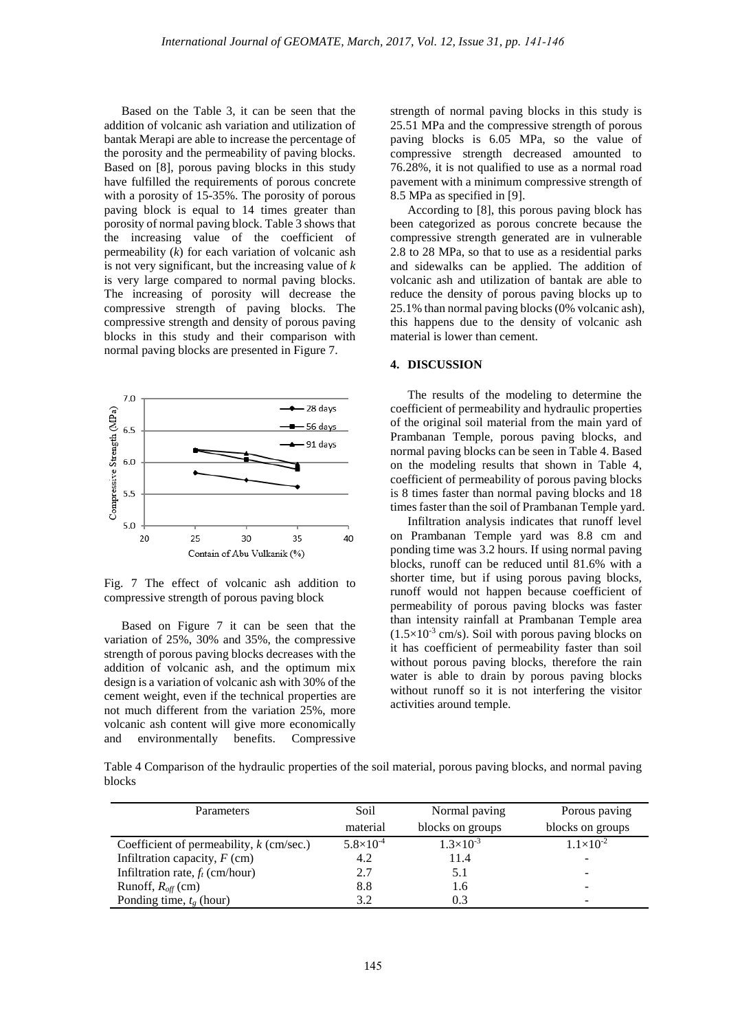Based on the Table 3, it can be seen that the addition of volcanic ash variation and utilization of bantak Merapi are able to increase the percentage of the porosity and the permeability of paving blocks. Based on [8], porous paving blocks in this study have fulfilled the requirements of porous concrete with a porosity of 15-35%. The porosity of porous paving block is equal to 14 times greater than porosity of normal paving block. Table 3 shows that the increasing value of the coefficient of permeability ($k$) for each variation of volcanic ash is not very significant, but the increasing value of $k$ is very large compared to normal paving blocks. The increasing of porosity will decrease the compressive strength of paving blocks. The compressive strength and density of porous paving blocks in this study and their comparison with normal paving blocks are presented in Figure 7.

Compressive Strength (MPa)

7.0
6.5
6.0
5.5
5.0

20 25 30 35 40

Contain of Abu Vulkanik (%)

28 days
56 days
91 days

Fig. 7 The effect of volcanic ash addition to compressive strength of porous paving block

Based on Figure 7 it can be seen that the variation of 25%, 30% and 35%, the compressive strength of porous paving blocks decreases with the addition of volcanic ash, and the optimum mix design is a variation of volcanic ash with 30% of the cement weight, even if the technical properties are not much different from the variation 25%, more volcanic ash content will give more economically and environmentally benefits. Compressive strength of normal paving blocks in this study is 25.51 MPa and the compressive strength of porous paving blocks is 6.05 MPa, so the value of compressive strength decreased amounted to 76.28%, it is not qualified to use as a normal road pavement with a minimum compressive strength of 8.5 MPa as specified in [9].

According to [8], this porous paving block has been categorized as porous concrete because the compressive strength generated are in vulnerable 2.8 to 28 MPa, so that to use as a residential parks and sidewalks can be applied. The addition of volcanic ash and utilization of bantak are able to reduce the density of porous paving blocks up to 25.1% than normal paving blocks (0% volcanic ash), this happens due to the density of volcanic ash material is lower than cement.

## 4. DISCUSSION

The results of the modeling to determine the coefficient of permeability and hydraulic properties of the original soil material from the main yard of Prambanan Temple, porous paving blocks, and normal paving blocks can be seen in Table 4. Based on the modeling results that shown in Table 4, coefficient of permeability of porous paving blocks is 8 times faster than normal paving blocks and 18 times faster than the soil of Prambanan Temple yard.

Infiltration analysis indicates that runoff level on Prambanan Temple yard was 8.8 cm and ponding time was 3.2 hours. If using normal paving blocks, runoff can be reduced until 81.6% with a shorter time, but if using porous paving blocks, runoff would not happen because coefficient of permeability of porous paving blocks was faster than intensity rainfall at Prambanan Temple area ($1.5\times10^{-3}$ cm/s). Soil with porous paving blocks on it has coefficient of permeability faster than soil without porous paving blocks, therefore the rain water is able to drain by porous paving blocks without runoff so it is not interfering the visitor activities around temple.

Table 4 Comparison of the hydraulic properties of the soil material, porous paving blocks, and normal paving blocks

| Parameters | Soil material | Normal paving blocks on groups | Porous paving blocks on groups |
|---|---|---|---|
| Coefficient of permeability, $k$ (cm/sec.) | $5.8\times10^{-4}$ | $1.3\times10^{-3}$ | $1.1\times10^{-2}$ |
| Infiltration capacity, $F$ (cm) | 4.2 | 11.4 | - |
| Infiltration rate, $f_t$ (cm/hour) | 2.7 | 5.1 | - |
| Runoff, $R_{off}$ (cm) | 8.8 | 1.6 | - |
| Ponding time, $t_g$ (hour) | 3.2 | 0.3 | - |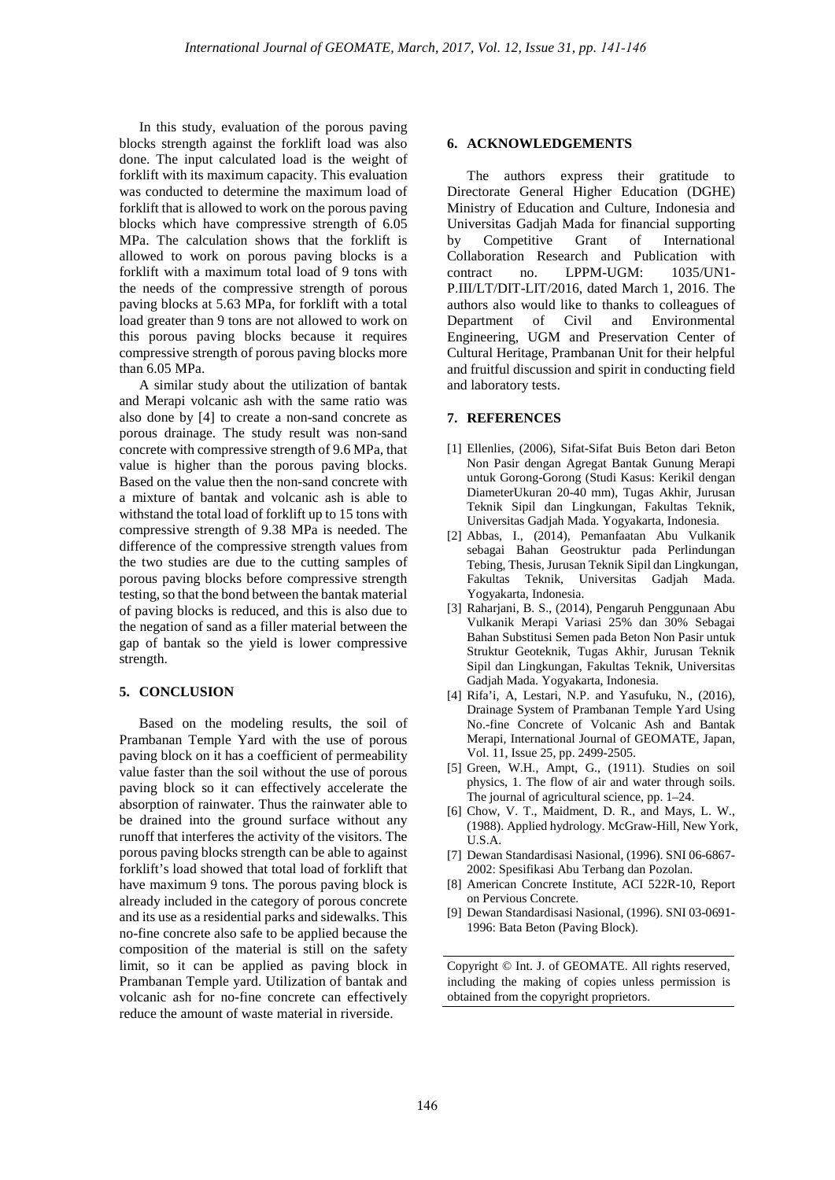In this study, evaluation of the porous paving blocks strength against the forklift load was also done. The input calculated load is the weight of forklift with its maximum capacity. This evaluation was conducted to determine the maximum load of forklift that is allowed to work on the porous paving blocks which have compressive strength of 6.05 MPa. The calculation shows that the forklift is allowed to work on porous paving blocks is a forklift with a maximum total load of 9 tons with the needs of the compressive strength of porous paving blocks at 5.63 MPa, for forklift with a total load greater than 9 tons are not allowed to work on this porous paving blocks because it requires compressive strength of porous paving blocks more than 6.05 MPa.

A similar study about the utilization of bantak and Merapi volcanic ash with the same ratio was also done by [4] to create a non-sand concrete as porous drainage. The study result was non-sand concrete with compressive strength of 9.6 MPa, that value is higher than the porous paving blocks. Based on the value then the non-sand concrete with a mixture of bantak and volcanic ash is able to withstand the total load of forklift up to 15 tons with compressive strength of 9.38 MPa is needed. The difference of the compressive strength values from the two studies are due to the cutting samples of porous paving blocks before compressive strength testing, so that the bond between the bantak material of paving blocks is reduced, and this is also due to the negation of sand as a filler material between the gap of bantak so the yield is lower compressive strength.

## 5. CONCLUSION

Based on the modeling results, the soil of Prambanan Temple Yard with the use of porous paving block on it has a coefficient of permeability value faster than the soil without the use of porous paving block so it can effectively accelerate the absorption of rainwater. Thus the rainwater able to be drained into the ground surface without any runoff that interferes the activity of the visitors. The porous paving blocks strength can be able to against forklift's load showed that total load of forklift that have maximum 9 tons. The porous paving block is already included in the category of porous concrete and its use as a residential parks and sidewalks. This no-fine concrete also safe to be applied because the composition of the material is still on the safety limit, so it can be applied as paving block in Prambanan Temple yard. Utilization of bantak and volcanic ash for no-fine concrete can effectively reduce the amount of waste material in riverside.

## 6. ACKNOWLEDGEMENTS

The authors express their gratitude to Directorate General Higher Education (DGHE) Ministry of Education and Culture, Indonesia and Universitas Gadjah Mada for financial supporting by Competitive Grant of International Collaboration Research and Publication with contract no. LPPM-UGM: 1035/UN1-P.III/LT/DIT-LIT/2016, dated March 1, 2016. The authors also would like to thanks to colleagues of Department of Civil and Environmental Engineering, UGM and Preservation Center of Cultural Heritage, Prambanan Unit for their helpful and fruitful discussion and spirit in conducting field and laboratory tests.

## 7. REFERENCES

[1] Ellenlies, (2006), Sifat-Sifat Buis Beton dari Beton Non Pasir dengan Agregat Bantak Gunung Merapi untuk Gorong-Gorong (Studi Kasus: Kerikil dengan DiameterUkuran 20-40 mm), Tugas Akhir, Jurusan Teknik Sipil dan Lingkungan, Fakultas Teknik, Universitas Gadjah Mada. Yogyakarta, Indonesia.

[2] Abbas, I., (2014), Pemanfaatan Abu Vulkanik sebagai Bahan Geostruktur pada Perlindungan Tebing, Thesis, Jurusan Teknik Sipil dan Lingkungan, Fakultas Teknik, Universitas Gadjah Mada. Yogyakarta, Indonesia.

[3] Raharjani, B. S., (2014), Pengaruh Penggunaan Abu Vulkanik Merapi Variasi 25% dan 30% Sebagai Bahan Substitusi Semen pada Beton Non Pasir untuk Struktur Geoteknik, Tugas Akhir, Jurusan Teknik Sipil dan Lingkungan, Fakultas Teknik, Universitas Gadjah Mada. Yogyakarta, Indonesia.

[4] Rifa'i, A, Lestari, N.P. and Yasufuku, N., (2016), Drainage System of Prambanan Temple Yard Using No.-fine Concrete of Volcanic Ash and Bantak Merapi, International Journal of GEOMATE, Japan, Vol. 11, Issue 25, pp. 2499-2505.

[5] Green, W.H., Ampt, G., (1911). Studies on soil physics, 1. The flow of air and water through soils. The journal of agricultural science, pp. 1–24.

[6] Chow, V. T., Maidment, D. R., and Mays, L. W., (1988). Applied hydrology. McGraw-Hill, New York, U.S.A.

[7] Dewan Standardisasi Nasional, (1996). SNI 06-6867-2002: Spesifikasi Abu Terbang dan Pozolan.

[8] American Concrete Institute, ACI 522R-10, Report on Pervious Concrete.

[9] Dewan Standardisasi Nasional, (1996). SNI 03-0691-1996: Bata Beton (Paving Block).

Copyright © Int. J. of GEOMATE. All rights reserved, including the making of copies unless permission is obtained from the copyright proprietors.